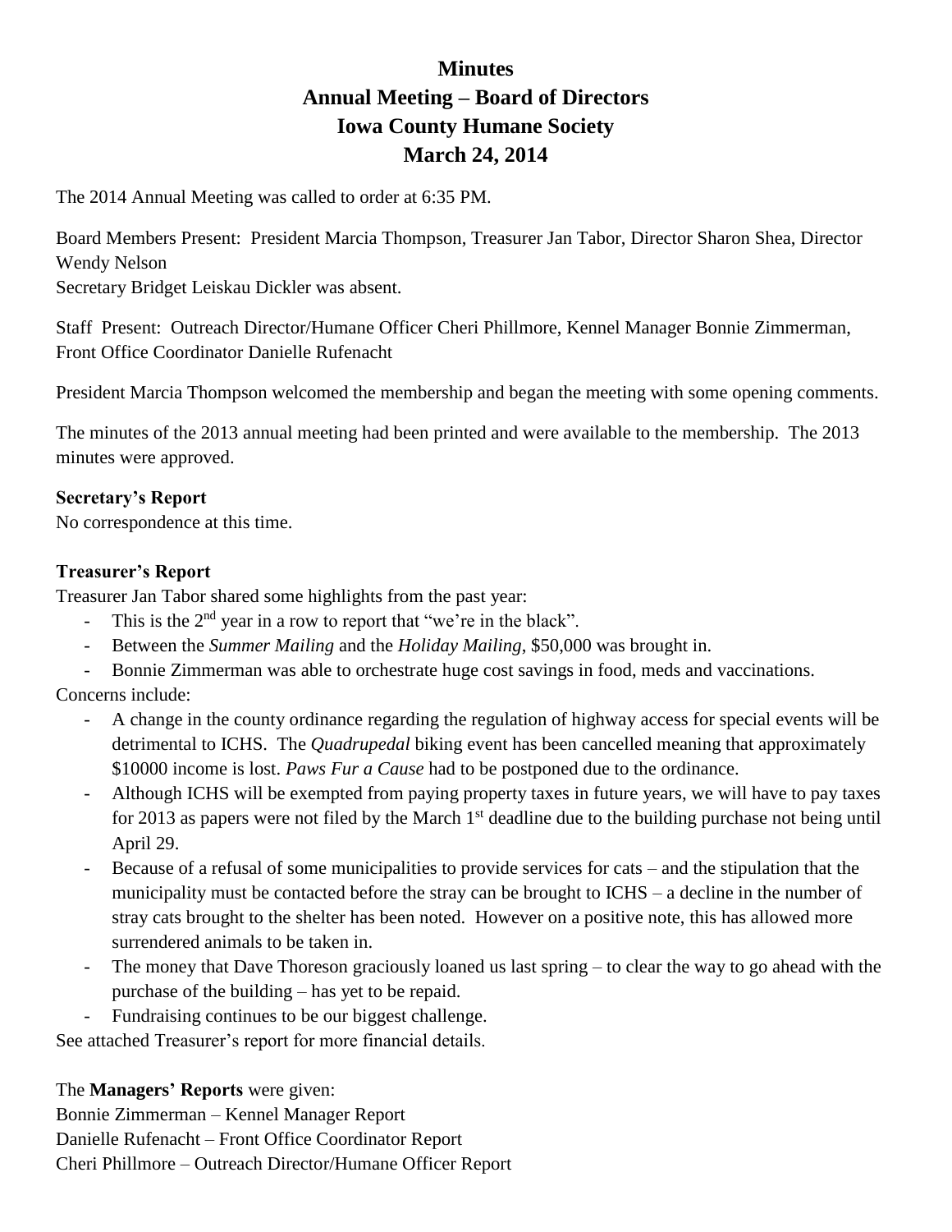# Minutes
# Annual Meeting – Board of Directors
# Iowa County Humane Society
# March 24, 2014

The 2014 Annual Meeting was called to order at 6:35 PM.

Board Members Present: President Marcia Thompson, Treasurer Jan Tabor, Director Sharon Shea, Director Wendy Nelson
Secretary Bridget Leiskau Dickler was absent.

Staff Present: Outreach Director/Humane Officer Cheri Phillmore, Kennel Manager Bonnie Zimmerman, Front Office Coordinator Danielle Rufenacht

President Marcia Thompson welcomed the membership and began the meeting with some opening comments.

The minutes of the 2013 annual meeting had been printed and were available to the membership. The 2013 minutes were approved.

**Secretary's Report**
No correspondence at this time.

**Treasurer's Report**
Treasurer Jan Tabor shared some highlights from the past year:

- This is the 2nd year in a row to report that "we're in the black".
- Between the *Summer Mailing* and the *Holiday Mailing*, $50,000 was brought in.
- Bonnie Zimmerman was able to orchestrate huge cost savings in food, meds and vaccinations.

Concerns include:

- A change in the county ordinance regarding the regulation of highway access for special events will be detrimental to ICHS. The *Quadrupedal* biking event has been cancelled meaning that approximately $10000 income is lost. *Paws Fur a Cause* had to be postponed due to the ordinance.
- Although ICHS will be exempted from paying property taxes in future years, we will have to pay taxes for 2013 as papers were not filed by the March 1st deadline due to the building purchase not being until April 29.
- Because of a refusal of some municipalities to provide services for cats – and the stipulation that the municipality must be contacted before the stray can be brought to ICHS – a decline in the number of stray cats brought to the shelter has been noted. However on a positive note, this has allowed more surrendered animals to be taken in.
- The money that Dave Thoreson graciously loaned us last spring – to clear the way to go ahead with the purchase of the building – has yet to be repaid.
- Fundraising continues to be our biggest challenge.

See attached Treasurer's report for more financial details.

The **Managers' Reports** were given:
Bonnie Zimmerman – Kennel Manager Report
Danielle Rufenacht – Front Office Coordinator Report
Cheri Phillmore – Outreach Director/Humane Officer Report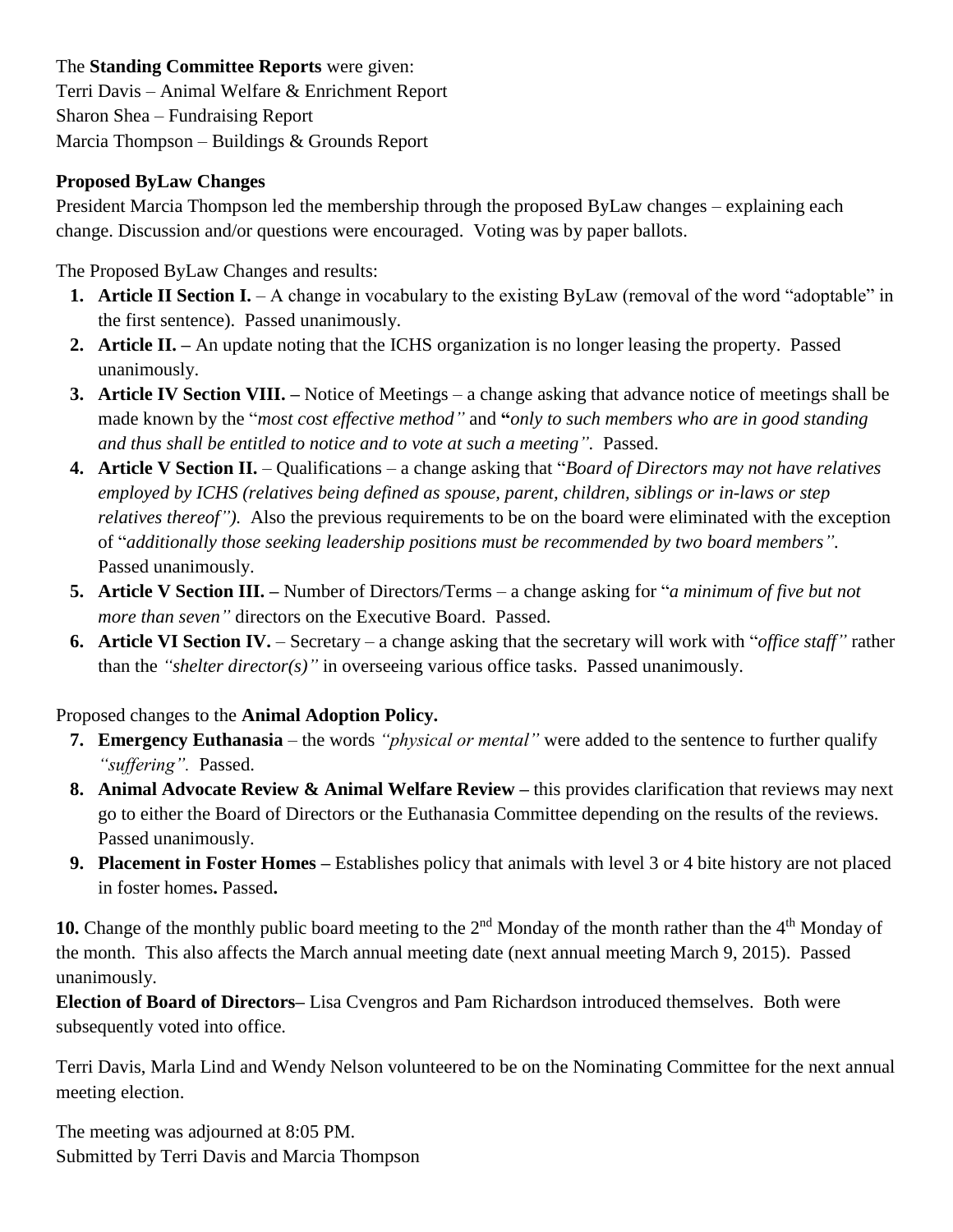The **Standing Committee Reports** were given:
Terri Davis – Animal Welfare & Enrichment Report
Sharon Shea – Fundraising Report
Marcia Thompson – Buildings & Grounds Report

**Proposed ByLaw Changes**
President Marcia Thompson led the membership through the proposed ByLaw changes – explaining each change. Discussion and/or questions were encouraged. Voting was by paper ballots.

The Proposed ByLaw Changes and results:

1. **Article II Section I.** – A change in vocabulary to the existing ByLaw (removal of the word "adoptable" in the first sentence). Passed unanimously.
2. **Article II. –** An update noting that the ICHS organization is no longer leasing the property. Passed unanimously.
3. **Article IV Section VIII. –** Notice of Meetings – a change asking that advance notice of meetings shall be made known by the "*most cost effective method"* and **"***only to such members who are in good standing and thus shall be entitled to notice and to vote at such a meeting".* Passed.
4. **Article V Section II.** – Qualifications – a change asking that "*Board of Directors may not have relatives employed by ICHS (relatives being defined as spouse, parent, children, siblings or in-laws or step relatives thereof").* Also the previous requirements to be on the board were eliminated with the exception of "*additionally those seeking leadership positions must be recommended by two board members".* Passed unanimously.
5. **Article V Section III. –** Number of Directors/Terms – a change asking for "*a minimum of five but not more than seven"* directors on the Executive Board. Passed.
6. **Article VI Section IV.** – Secretary – a change asking that the secretary will work with "*office staff"* rather than the *"shelter director(s)"* in overseeing various office tasks. Passed unanimously.

Proposed changes to the **Animal Adoption Policy.**

7. **Emergency Euthanasia** – the words *"physical or mental"* were added to the sentence to further qualify *"suffering".* Passed.
8. **Animal Advocate Review & Animal Welfare Review –** this provides clarification that reviews may next go to either the Board of Directors or the Euthanasia Committee depending on the results of the reviews. Passed unanimously.
9. **Placement in Foster Homes –** Establishes policy that animals with level 3 or 4 bite history are not placed in foster homes**.** Passed**.**

**10.** Change of the monthly public board meeting to the 2nd Monday of the month rather than the 4th Monday of the month. This also affects the March annual meeting date (next annual meeting March 9, 2015). Passed unanimously.

**Election of Board of Directors–** Lisa Cvengros and Pam Richardson introduced themselves. Both were subsequently voted into office.

Terri Davis, Marla Lind and Wendy Nelson volunteered to be on the Nominating Committee for the next annual meeting election.

The meeting was adjourned at 8:05 PM.
Submitted by Terri Davis and Marcia Thompson